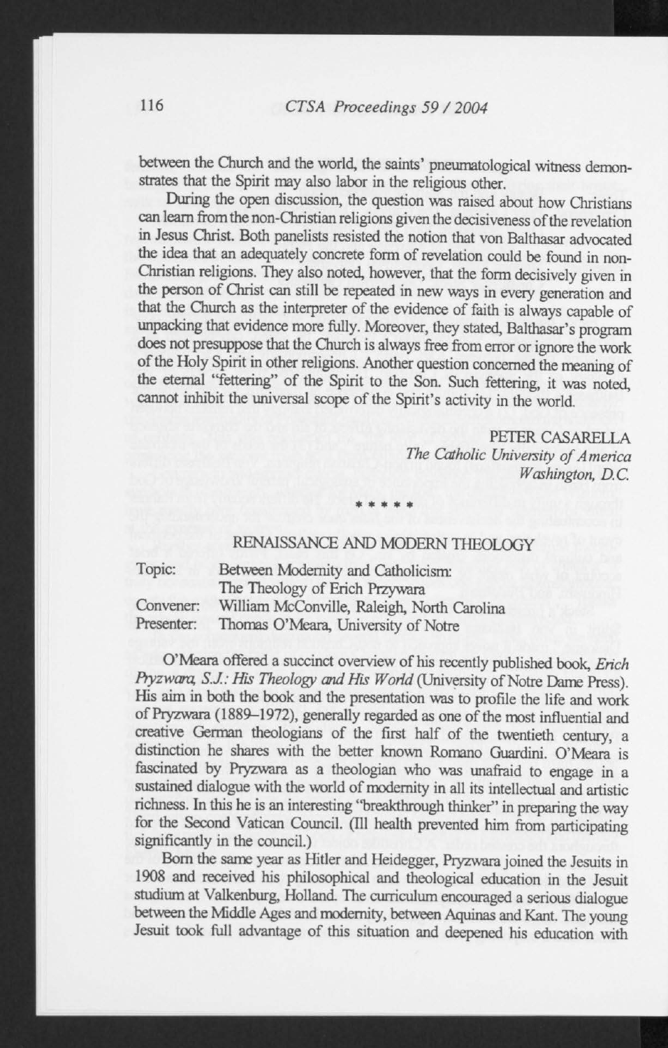between the Church and the world, the saints' pneumatological witness demonstrates that the Spirit may also labor in the religious other.

During the open discussion, the question was raised about how Christians can learn from the non-Christian religions given the decisiveness of the revelation in Jesus Christ. Both panelists resisted the notion that von Balthasar advocated the idea that an adequately concrete form of revelation could be found in non-Christian religions. They also noted, however, that the form decisively given in the person of Christ can still be repeated in new ways in every generation and that the Church as the interpreter of the evidence of faith is always capable of unpacking that evidence more fully. Moreover, they stated, Balthasar's program does not presuppose that the Church is always free from error or ignore the work of the Holy Spirit in other religions. Another question concerned the meaning of the eternal "fettering" of the Spirit to the Son. Such fettering, it was noted, cannot inhibit the universal scope of the Spirit's activity in the world.

PETER CASARELLA
*The Catholic University of America*
*Washington, D.C.*

\* \* \* \* \*

## RENAISSANCE AND MODERN THEOLOGY

Topic: Between Modernity and Catholicism: The Theology of Erich Przywara
Convener: William McConville, Raleigh, North Carolina
Presenter: Thomas O'Meara, University of Notre

O'Meara offered a succinct overview of his recently published book, *Erich Pryzwara, S.J.: His Theology and His World* (University of Notre Dame Press). His aim in both the book and the presentation was to profile the life and work of Pryzwara (1889–1972), generally regarded as one of the most influential and creative German theologians of the first half of the twentieth century, a distinction he shares with the better known Romano Guardini. O'Meara is fascinated by Pryzwara as a theologian who was unafraid to engage in a sustained dialogue with the world of modernity in all its intellectual and artistic richness. In this he is an interesting "breakthrough thinker" in preparing the way for the Second Vatican Council. (Ill health prevented him from participating significantly in the council.)

Born the same year as Hitler and Heidegger, Pryzwara joined the Jesuits in 1908 and received his philosophical and theological education in the Jesuit studium at Valkenburg, Holland. The curriculum encouraged a serious dialogue between the Middle Ages and modernity, between Aquinas and Kant. The young Jesuit took full advantage of this situation and deepened his education with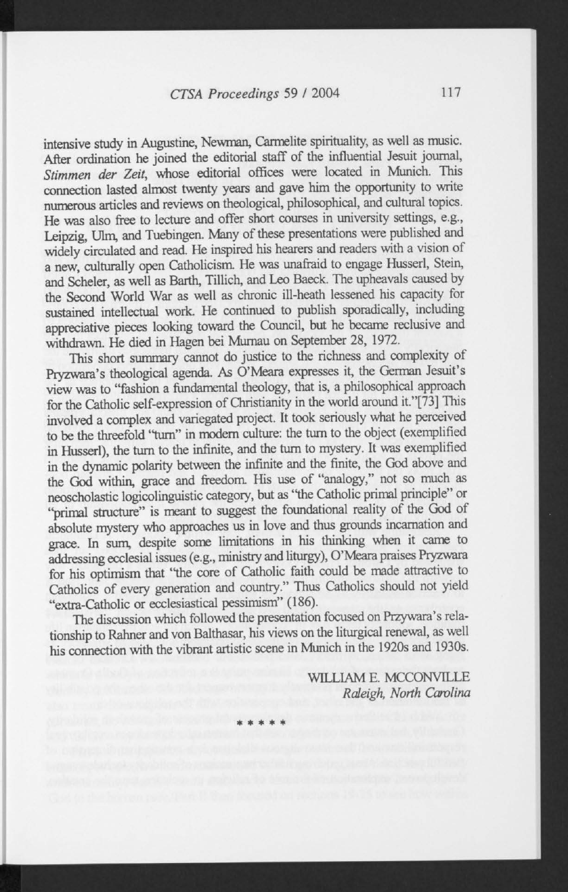intensive study in Augustine, Newman, Carmelite spirituality, as well as music. After ordination he joined the editorial staff of the influential Jesuit journal, *Stimmen der Zeit*, whose editorial offices were located in Munich. This connection lasted almost twenty years and gave him the opportunity to write numerous articles and reviews on theological, philosophical, and cultural topics. He was also free to lecture and offer short courses in university settings, e.g., Leipzig, Ulm, and Tuebingen. Many of these presentations were published and widely circulated and read. He inspired his hearers and readers with a vision of a new, culturally open Catholicism. He was unafraid to engage Husserl, Stein, and Scheler, as well as Barth, Tillich, and Leo Baeck. The upheavals caused by the Second World War as well as chronic ill-heath lessened his capacity for sustained intellectual work. He continued to publish sporadically, including appreciative pieces looking toward the Council, but he became reclusive and withdrawn. He died in Hagen bei Murnau on September 28, 1972.

This short summary cannot do justice to the richness and complexity of Pryzwara's theological agenda. As O'Meara expresses it, the German Jesuit's view was to "fashion a fundamental theology, that is, a philosophical approach for the Catholic self-expression of Christianity in the world around it."[73] This involved a complex and variegated project. It took seriously what he perceived to be the threefold "turn" in modern culture: the turn to the object (exemplified in Husserl), the turn to the infinite, and the turn to mystery. It was exemplified in the dynamic polarity between the infinite and the finite, the God above and the God within, grace and freedom. His use of "analogy," not so much as neoscholastic logicolinguistic category, but as "the Catholic primal principle" or "primal structure" is meant to suggest the foundational reality of the God of absolute mystery who approaches us in love and thus grounds incarnation and grace. In sum, despite some limitations in his thinking when it came to addressing ecclesial issues (e.g., ministry and liturgy), O'Meara praises Pryzwara for his optimism that "the core of Catholic faith could be made attractive to Catholics of every generation and country." Thus Catholics should not yield "extra-Catholic or ecclesiastical pessimism" (186).

The discussion which followed the presentation focused on Przywara's relationship to Rahner and von Balthasar, his views on the liturgical renewal, as well his connection with the vibrant artistic scene in Munich in the 1920s and 1930s.

WILLIAM E. MCCONVILLE
*Raleigh, North Carolina*

* * * * *